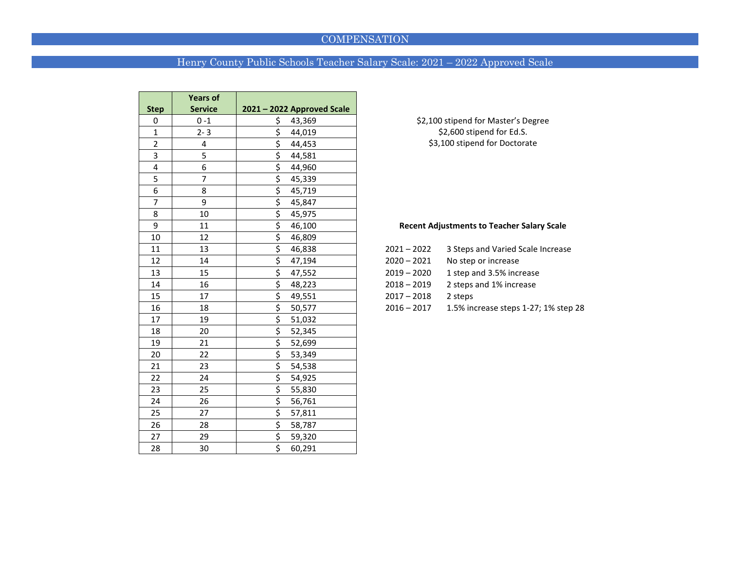# COMPENSATION

## Henry County Public Schools Teacher Salary Scale: 2021 – 2022 Approved Scale

| Step | Years of Service | 2021 – 2022 Approved Scale |
|---|---|---|
| 0 | 0 -1 | $ 43,369 |
| 1 | 2- 3 | $ 44,019 |
| 2 | 4 | $ 44,453 |
| 3 | 5 | $ 44,581 |
| 4 | 6 | $ 44,960 |
| 5 | 7 | $ 45,339 |
| 6 | 8 | $ 45,719 |
| 7 | 9 | $ 45,847 |
| 8 | 10 | $ 45,975 |
| 9 | 11 | $ 46,100 |
| 10 | 12 | $ 46,809 |
| 11 | 13 | $ 46,838 |
| 12 | 14 | $ 47,194 |
| 13 | 15 | $ 47,552 |
| 14 | 16 | $ 48,223 |
| 15 | 17 | $ 49,551 |
| 16 | 18 | $ 50,577 |
| 17 | 19 | $ 51,032 |
| 18 | 20 | $ 52,345 |
| 19 | 21 | $ 52,699 |
| 20 | 22 | $ 53,349 |
| 21 | 23 | $ 54,538 |
| 22 | 24 | $ 54,925 |
| 23 | 25 | $ 55,830 |
| 24 | 26 | $ 56,761 |
| 25 | 27 | $ 57,811 |
| 26 | 28 | $ 58,787 |
| 27 | 29 | $ 59,320 |
| 28 | 30 | $ 60,291 |

$2,100 stipend for Master's Degree
$2,600 stipend for Ed.S.
$3,100 stipend for Doctorate

**Recent Adjustments to Teacher Salary Scale**

| Year | Adjustment |
|---|---|
| 2021 – 2022 | 3 Steps and Varied Scale Increase |
| 2020 – 2021 | No step or increase |
| 2019 – 2020 | 1 step and 3.5% increase |
| 2018 – 2019 | 2 steps and 1% increase |
| 2017 – 2018 | 2 steps |
| 2016 – 2017 | 1.5% increase steps 1-27; 1% step 28 |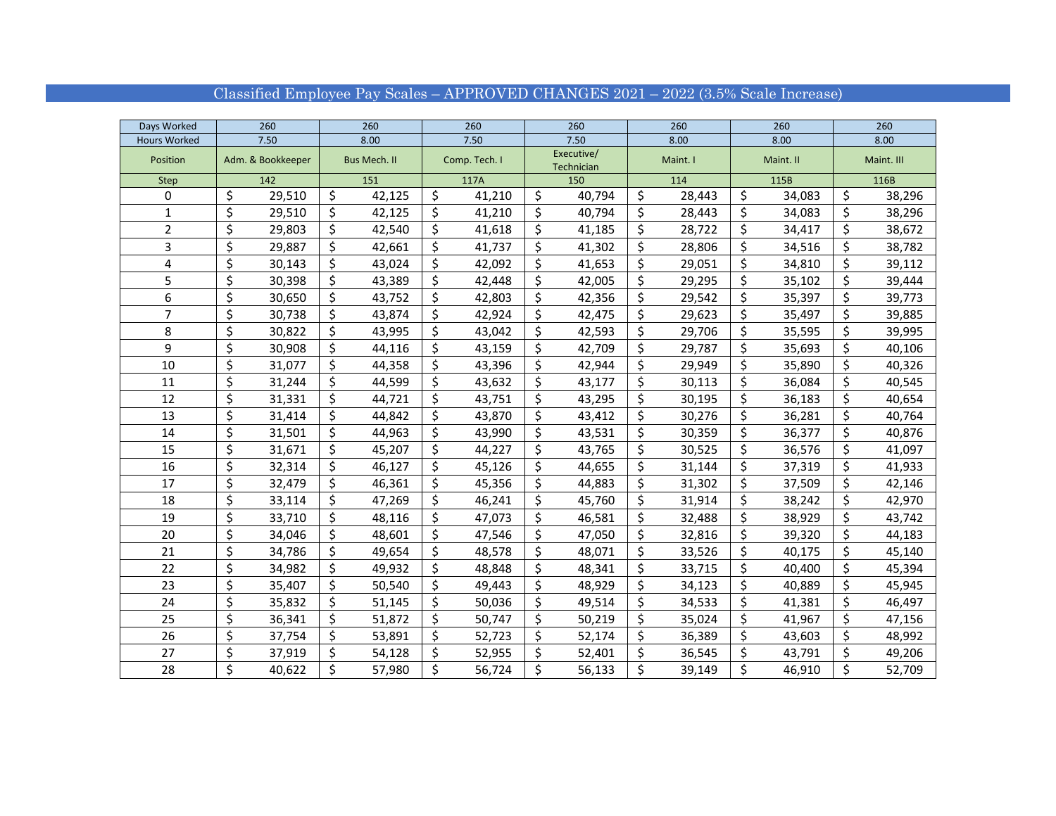# Classified Employee Pay Scales – APPROVED CHANGES 2021 – 2022 (3.5% Scale Increase)

| Days Worked | 260 | 260 | 260 | 260 | 260 | 260 | 260 |
|---|---|---|---|---|---|---|---|
| Hours Worked | 7.50 | 8.00 | 7.50 | 7.50 | 8.00 | 8.00 | 8.00 |
| Position | Adm. & Bookkeeper | Bus Mech. II | Comp. Tech. I | Executive/ Technician | Maint. I | Maint. II | Maint. III |
| Step | 142 | 151 | 117A | 150 | 114 | 115B | 116B |
| 0 | $ 29,510 | $ 42,125 | $ 41,210 | $ 40,794 | $ 28,443 | $ 34,083 | $ 38,296 |
| 1 | $ 29,510 | $ 42,125 | $ 41,210 | $ 40,794 | $ 28,443 | $ 34,083 | $ 38,296 |
| 2 | $ 29,803 | $ 42,540 | $ 41,618 | $ 41,185 | $ 28,722 | $ 34,417 | $ 38,672 |
| 3 | $ 29,887 | $ 42,661 | $ 41,737 | $ 41,302 | $ 28,806 | $ 34,516 | $ 38,782 |
| 4 | $ 30,143 | $ 43,024 | $ 42,092 | $ 41,653 | $ 29,051 | $ 34,810 | $ 39,112 |
| 5 | $ 30,398 | $ 43,389 | $ 42,448 | $ 42,005 | $ 29,295 | $ 35,102 | $ 39,444 |
| 6 | $ 30,650 | $ 43,752 | $ 42,803 | $ 42,356 | $ 29,542 | $ 35,397 | $ 39,773 |
| 7 | $ 30,738 | $ 43,874 | $ 42,924 | $ 42,475 | $ 29,623 | $ 35,497 | $ 39,885 |
| 8 | $ 30,822 | $ 43,995 | $ 43,042 | $ 42,593 | $ 29,706 | $ 35,595 | $ 39,995 |
| 9 | $ 30,908 | $ 44,116 | $ 43,159 | $ 42,709 | $ 29,787 | $ 35,693 | $ 40,106 |
| 10 | $ 31,077 | $ 44,358 | $ 43,396 | $ 42,944 | $ 29,949 | $ 35,890 | $ 40,326 |
| 11 | $ 31,244 | $ 44,599 | $ 43,632 | $ 43,177 | $ 30,113 | $ 36,084 | $ 40,545 |
| 12 | $ 31,331 | $ 44,721 | $ 43,751 | $ 43,295 | $ 30,195 | $ 36,183 | $ 40,654 |
| 13 | $ 31,414 | $ 44,842 | $ 43,870 | $ 43,412 | $ 30,276 | $ 36,281 | $ 40,764 |
| 14 | $ 31,501 | $ 44,963 | $ 43,990 | $ 43,531 | $ 30,359 | $ 36,377 | $ 40,876 |
| 15 | $ 31,671 | $ 45,207 | $ 44,227 | $ 43,765 | $ 30,525 | $ 36,576 | $ 41,097 |
| 16 | $ 32,314 | $ 46,127 | $ 45,126 | $ 44,655 | $ 31,144 | $ 37,319 | $ 41,933 |
| 17 | $ 32,479 | $ 46,361 | $ 45,356 | $ 44,883 | $ 31,302 | $ 37,509 | $ 42,146 |
| 18 | $ 33,114 | $ 47,269 | $ 46,241 | $ 45,760 | $ 31,914 | $ 38,242 | $ 42,970 |
| 19 | $ 33,710 | $ 48,116 | $ 47,073 | $ 46,581 | $ 32,488 | $ 38,929 | $ 43,742 |
| 20 | $ 34,046 | $ 48,601 | $ 47,546 | $ 47,050 | $ 32,816 | $ 39,320 | $ 44,183 |
| 21 | $ 34,786 | $ 49,654 | $ 48,578 | $ 48,071 | $ 33,526 | $ 40,175 | $ 45,140 |
| 22 | $ 34,982 | $ 49,932 | $ 48,848 | $ 48,341 | $ 33,715 | $ 40,400 | $ 45,394 |
| 23 | $ 35,407 | $ 50,540 | $ 49,443 | $ 48,929 | $ 34,123 | $ 40,889 | $ 45,945 |
| 24 | $ 35,832 | $ 51,145 | $ 50,036 | $ 49,514 | $ 34,533 | $ 41,381 | $ 46,497 |
| 25 | $ 36,341 | $ 51,872 | $ 50,747 | $ 50,219 | $ 35,024 | $ 41,967 | $ 47,156 |
| 26 | $ 37,754 | $ 53,891 | $ 52,723 | $ 52,174 | $ 36,389 | $ 43,603 | $ 48,992 |
| 27 | $ 37,919 | $ 54,128 | $ 52,955 | $ 52,401 | $ 36,545 | $ 43,791 | $ 49,206 |
| 28 | $ 40,622 | $ 57,980 | $ 56,724 | $ 56,133 | $ 39,149 | $ 46,910 | $ 52,709 |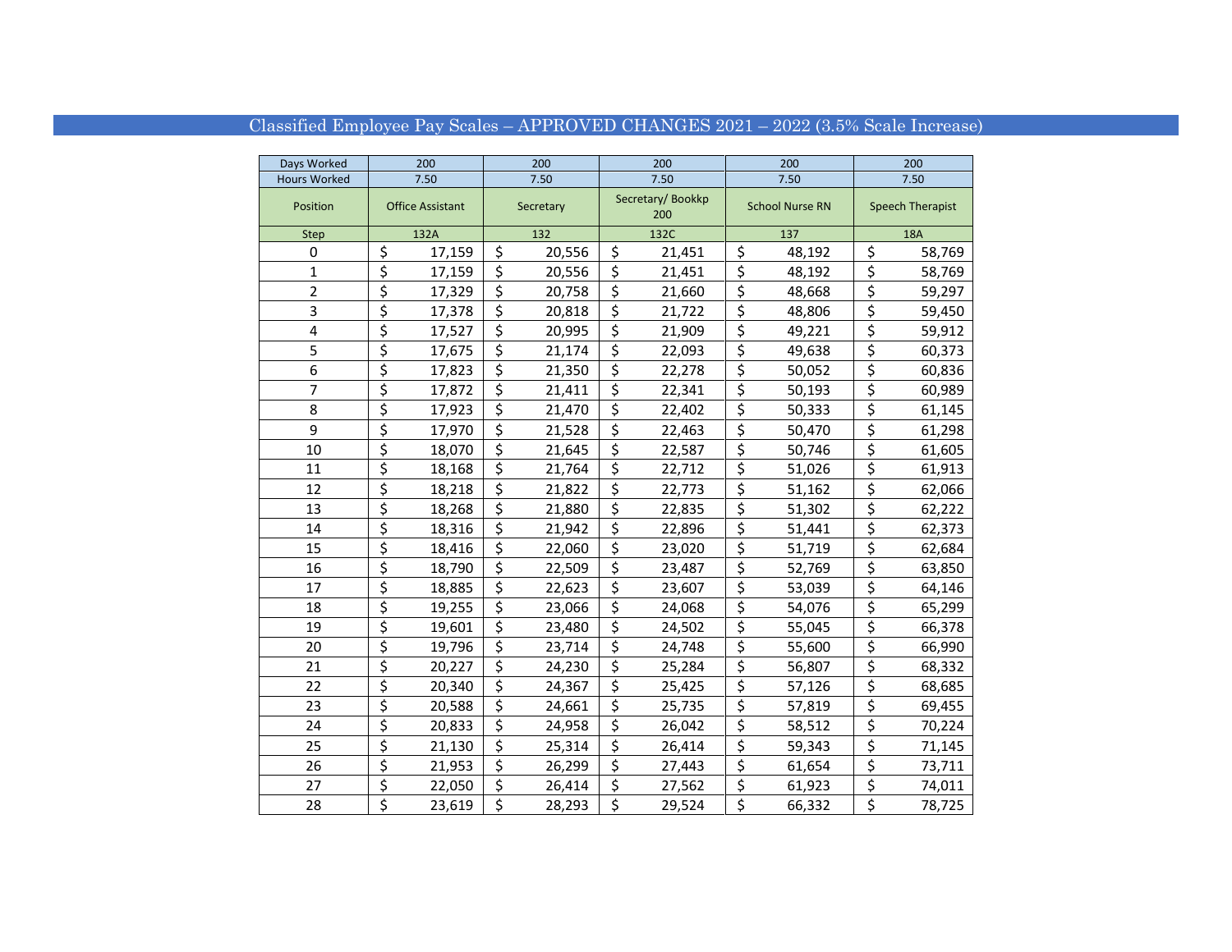# Classified Employee Pay Scales – APPROVED CHANGES 2021 – 2022 (3.5% Scale Increase)

| Days Worked | 200 | 200 | 200 | 200 | 200 |
|---|---|---|---|---|---|
| Hours Worked | 7.50 | 7.50 | 7.50 | 7.50 | 7.50 |
| Position | Office Assistant | Secretary | Secretary/ Bookkp 200 | School Nurse RN | Speech Therapist |
| Step | 132A | 132 | 132C | 137 | 18A |
| 0 | $ 17,159 | $ 20,556 | $ 21,451 | $ 48,192 | $ 58,769 |
| 1 | $ 17,159 | $ 20,556 | $ 21,451 | $ 48,192 | $ 58,769 |
| 2 | $ 17,329 | $ 20,758 | $ 21,660 | $ 48,668 | $ 59,297 |
| 3 | $ 17,378 | $ 20,818 | $ 21,722 | $ 48,806 | $ 59,450 |
| 4 | $ 17,527 | $ 20,995 | $ 21,909 | $ 49,221 | $ 59,912 |
| 5 | $ 17,675 | $ 21,174 | $ 22,093 | $ 49,638 | $ 60,373 |
| 6 | $ 17,823 | $ 21,350 | $ 22,278 | $ 50,052 | $ 60,836 |
| 7 | $ 17,872 | $ 21,411 | $ 22,341 | $ 50,193 | $ 60,989 |
| 8 | $ 17,923 | $ 21,470 | $ 22,402 | $ 50,333 | $ 61,145 |
| 9 | $ 17,970 | $ 21,528 | $ 22,463 | $ 50,470 | $ 61,298 |
| 10 | $ 18,070 | $ 21,645 | $ 22,587 | $ 50,746 | $ 61,605 |
| 11 | $ 18,168 | $ 21,764 | $ 22,712 | $ 51,026 | $ 61,913 |
| 12 | $ 18,218 | $ 21,822 | $ 22,773 | $ 51,162 | $ 62,066 |
| 13 | $ 18,268 | $ 21,880 | $ 22,835 | $ 51,302 | $ 62,222 |
| 14 | $ 18,316 | $ 21,942 | $ 22,896 | $ 51,441 | $ 62,373 |
| 15 | $ 18,416 | $ 22,060 | $ 23,020 | $ 51,719 | $ 62,684 |
| 16 | $ 18,790 | $ 22,509 | $ 23,487 | $ 52,769 | $ 63,850 |
| 17 | $ 18,885 | $ 22,623 | $ 23,607 | $ 53,039 | $ 64,146 |
| 18 | $ 19,255 | $ 23,066 | $ 24,068 | $ 54,076 | $ 65,299 |
| 19 | $ 19,601 | $ 23,480 | $ 24,502 | $ 55,045 | $ 66,378 |
| 20 | $ 19,796 | $ 23,714 | $ 24,748 | $ 55,600 | $ 66,990 |
| 21 | $ 20,227 | $ 24,230 | $ 25,284 | $ 56,807 | $ 68,332 |
| 22 | $ 20,340 | $ 24,367 | $ 25,425 | $ 57,126 | $ 68,685 |
| 23 | $ 20,588 | $ 24,661 | $ 25,735 | $ 57,819 | $ 69,455 |
| 24 | $ 20,833 | $ 24,958 | $ 26,042 | $ 58,512 | $ 70,224 |
| 25 | $ 21,130 | $ 25,314 | $ 26,414 | $ 59,343 | $ 71,145 |
| 26 | $ 21,953 | $ 26,299 | $ 27,443 | $ 61,654 | $ 73,711 |
| 27 | $ 22,050 | $ 26,414 | $ 27,562 | $ 61,923 | $ 74,011 |
| 28 | $ 23,619 | $ 28,293 | $ 29,524 | $ 66,332 | $ 78,725 |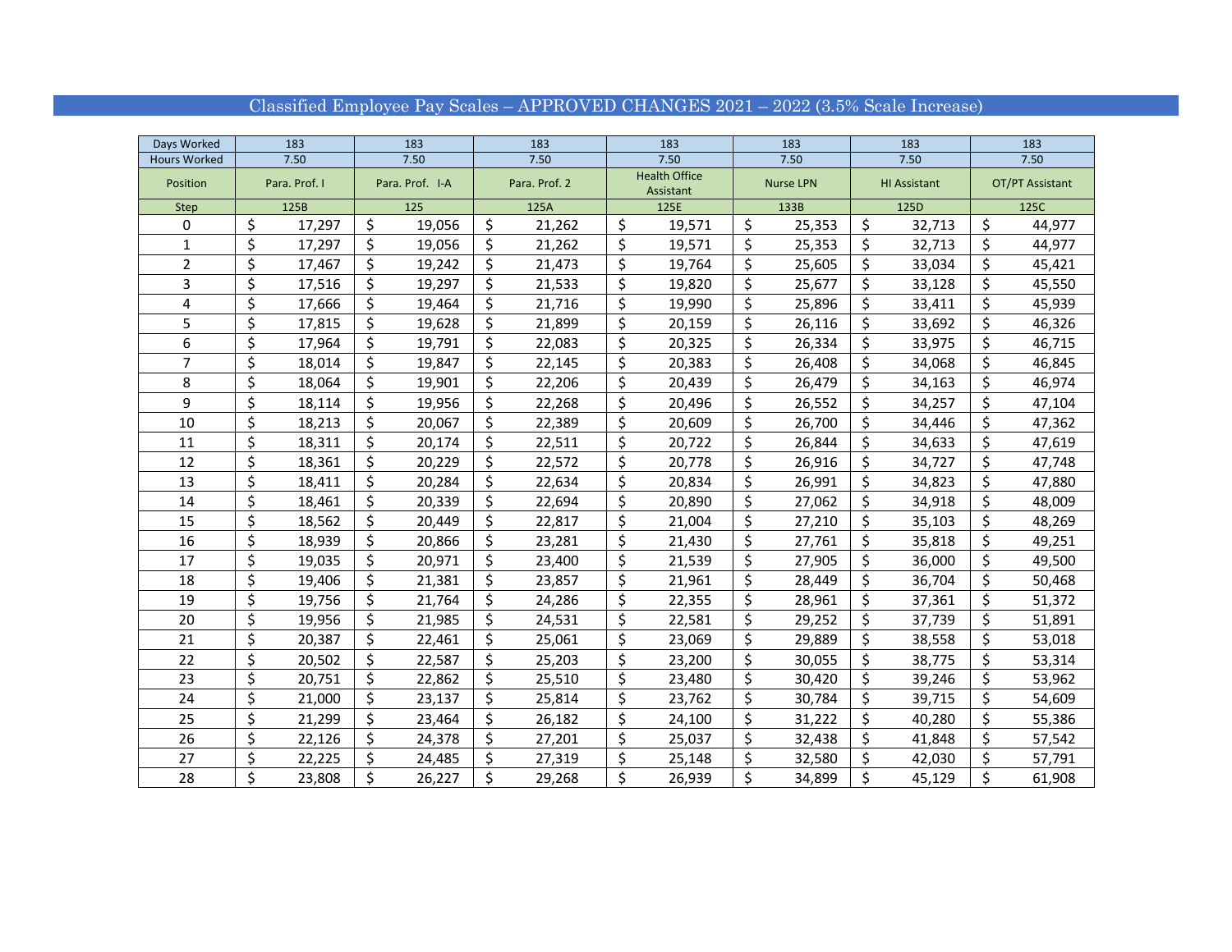# Classified Employee Pay Scales – APPROVED CHANGES 2021 – 2022 (3.5% Scale Increase)

| Days Worked | 183 | 183 | 183 | 183 | 183 | 183 | 183 |
|---|---|---|---|---|---|---|---|
| Hours Worked | 7.50 | 7.50 | 7.50 | 7.50 | 7.50 | 7.50 | 7.50 |
| Position | Para. Prof. I | Para. Prof. I-A | Para. Prof. 2 | Health Office Assistant | Nurse LPN | HI Assistant | OT/PT Assistant |
| Step | 125B | 125 | 125A | 125E | 133B | 125D | 125C |
| 0 | $ 17,297 | $ 19,056 | $ 21,262 | $ 19,571 | $ 25,353 | $ 32,713 | $ 44,977 |
| 1 | $ 17,297 | $ 19,056 | $ 21,262 | $ 19,571 | $ 25,353 | $ 32,713 | $ 44,977 |
| 2 | $ 17,467 | $ 19,242 | $ 21,473 | $ 19,764 | $ 25,605 | $ 33,034 | $ 45,421 |
| 3 | $ 17,516 | $ 19,297 | $ 21,533 | $ 19,820 | $ 25,677 | $ 33,128 | $ 45,550 |
| 4 | $ 17,666 | $ 19,464 | $ 21,716 | $ 19,990 | $ 25,896 | $ 33,411 | $ 45,939 |
| 5 | $ 17,815 | $ 19,628 | $ 21,899 | $ 20,159 | $ 26,116 | $ 33,692 | $ 46,326 |
| 6 | $ 17,964 | $ 19,791 | $ 22,083 | $ 20,325 | $ 26,334 | $ 33,975 | $ 46,715 |
| 7 | $ 18,014 | $ 19,847 | $ 22,145 | $ 20,383 | $ 26,408 | $ 34,068 | $ 46,845 |
| 8 | $ 18,064 | $ 19,901 | $ 22,206 | $ 20,439 | $ 26,479 | $ 34,163 | $ 46,974 |
| 9 | $ 18,114 | $ 19,956 | $ 22,268 | $ 20,496 | $ 26,552 | $ 34,257 | $ 47,104 |
| 10 | $ 18,213 | $ 20,067 | $ 22,389 | $ 20,609 | $ 26,700 | $ 34,446 | $ 47,362 |
| 11 | $ 18,311 | $ 20,174 | $ 22,511 | $ 20,722 | $ 26,844 | $ 34,633 | $ 47,619 |
| 12 | $ 18,361 | $ 20,229 | $ 22,572 | $ 20,778 | $ 26,916 | $ 34,727 | $ 47,748 |
| 13 | $ 18,411 | $ 20,284 | $ 22,634 | $ 20,834 | $ 26,991 | $ 34,823 | $ 47,880 |
| 14 | $ 18,461 | $ 20,339 | $ 22,694 | $ 20,890 | $ 27,062 | $ 34,918 | $ 48,009 |
| 15 | $ 18,562 | $ 20,449 | $ 22,817 | $ 21,004 | $ 27,210 | $ 35,103 | $ 48,269 |
| 16 | $ 18,939 | $ 20,866 | $ 23,281 | $ 21,430 | $ 27,761 | $ 35,818 | $ 49,251 |
| 17 | $ 19,035 | $ 20,971 | $ 23,400 | $ 21,539 | $ 27,905 | $ 36,000 | $ 49,500 |
| 18 | $ 19,406 | $ 21,381 | $ 23,857 | $ 21,961 | $ 28,449 | $ 36,704 | $ 50,468 |
| 19 | $ 19,756 | $ 21,764 | $ 24,286 | $ 22,355 | $ 28,961 | $ 37,361 | $ 51,372 |
| 20 | $ 19,956 | $ 21,985 | $ 24,531 | $ 22,581 | $ 29,252 | $ 37,739 | $ 51,891 |
| 21 | $ 20,387 | $ 22,461 | $ 25,061 | $ 23,069 | $ 29,889 | $ 38,558 | $ 53,018 |
| 22 | $ 20,502 | $ 22,587 | $ 25,203 | $ 23,200 | $ 30,055 | $ 38,775 | $ 53,314 |
| 23 | $ 20,751 | $ 22,862 | $ 25,510 | $ 23,480 | $ 30,420 | $ 39,246 | $ 53,962 |
| 24 | $ 21,000 | $ 23,137 | $ 25,814 | $ 23,762 | $ 30,784 | $ 39,715 | $ 54,609 |
| 25 | $ 21,299 | $ 23,464 | $ 26,182 | $ 24,100 | $ 31,222 | $ 40,280 | $ 55,386 |
| 26 | $ 22,126 | $ 24,378 | $ 27,201 | $ 25,037 | $ 32,438 | $ 41,848 | $ 57,542 |
| 27 | $ 22,225 | $ 24,485 | $ 27,319 | $ 25,148 | $ 32,580 | $ 42,030 | $ 57,791 |
| 28 | $ 23,808 | $ 26,227 | $ 29,268 | $ 26,939 | $ 34,899 | $ 45,129 | $ 61,908 |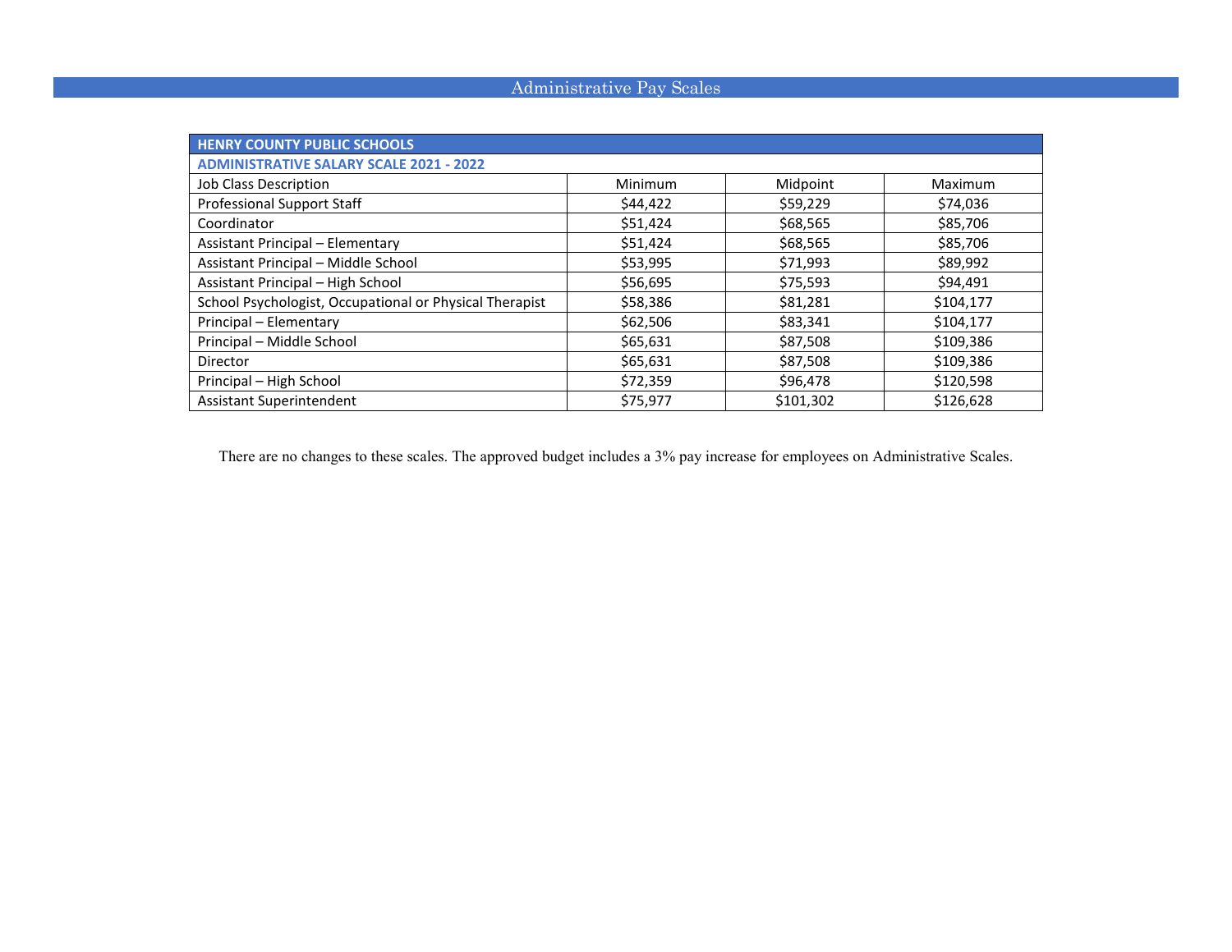# Administrative Pay Scales

| HENRY COUNTY PUBLIC SCHOOLS | | | |
|---|---|---|---|
| **ADMINISTRATIVE SALARY SCALE 2021 - 2022** | | | |
| Job Class Description | Minimum | Midpoint | Maximum |
| Professional Support Staff | $44,422 | $59,229 | $74,036 |
| Coordinator | $51,424 | $68,565 | $85,706 |
| Assistant Principal – Elementary | $51,424 | $68,565 | $85,706 |
| Assistant Principal – Middle School | $53,995 | $71,993 | $89,992 |
| Assistant Principal – High School | $56,695 | $75,593 | $94,491 |
| School Psychologist, Occupational or Physical Therapist | $58,386 | $81,281 | $104,177 |
| Principal – Elementary | $62,506 | $83,341 | $104,177 |
| Principal – Middle School | $65,631 | $87,508 | $109,386 |
| Director | $65,631 | $87,508 | $109,386 |
| Principal – High School | $72,359 | $96,478 | $120,598 |
| Assistant Superintendent | $75,977 | $101,302 | $126,628 |

There are no changes to these scales. The approved budget includes a 3% pay increase for employees on Administrative Scales.